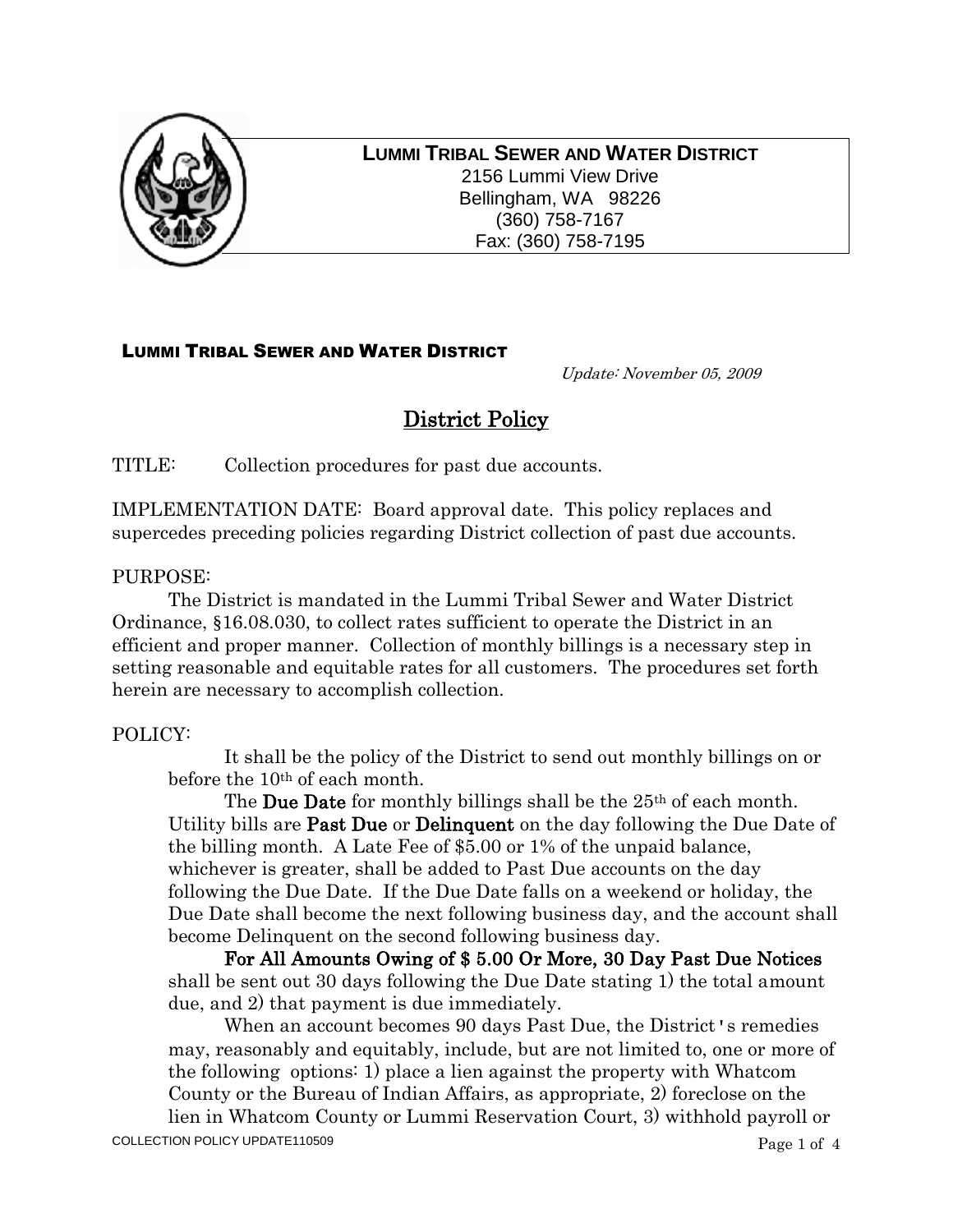**LUMMI TRIBAL SEWER AND WATER DISTRICT**
2156 Lummi View Drive
Bellingham, WA 98226
(360) 758-7167
Fax: (360) 758-7195

**LUMMI TRIBAL SEWER AND WATER DISTRICT**

*Update: November 05, 2009*

# District Policy

TITLE: Collection procedures for past due accounts.

IMPLEMENTATION DATE: Board approval date. This policy replaces and supercedes preceding policies regarding District collection of past due accounts.

PURPOSE:

The District is mandated in the Lummi Tribal Sewer and Water District Ordinance, §16.08.030, to collect rates sufficient to operate the District in an efficient and proper manner. Collection of monthly billings is a necessary step in setting reasonable and equitable rates for all customers. The procedures set forth herein are necessary to accomplish collection.

POLICY:

It shall be the policy of the District to send out monthly billings on or before the 10th of each month.

The **Due Date** for monthly billings shall be the 25th of each month. Utility bills are **Past Due** or **Delinquent** on the day following the Due Date of the billing month. A Late Fee of $5.00 or 1% of the unpaid balance, whichever is greater, shall be added to Past Due accounts on the day following the Due Date. If the Due Date falls on a weekend or holiday, the Due Date shall become the next following business day, and the account shall become Delinquent on the second following business day.

**For All Amounts Owing of $ 5.00 Or More, 30 Day Past Due Notices** shall be sent out 30 days following the Due Date stating 1) the total amount due, and 2) that payment is due immediately.

When an account becomes 90 days Past Due, the District's remedies may, reasonably and equitably, include, but are not limited to, one or more of the following options: 1) place a lien against the property with Whatcom County or the Bureau of Indian Affairs, as appropriate, 2) foreclose on the lien in Whatcom County or Lummi Reservation Court, 3) withhold payroll or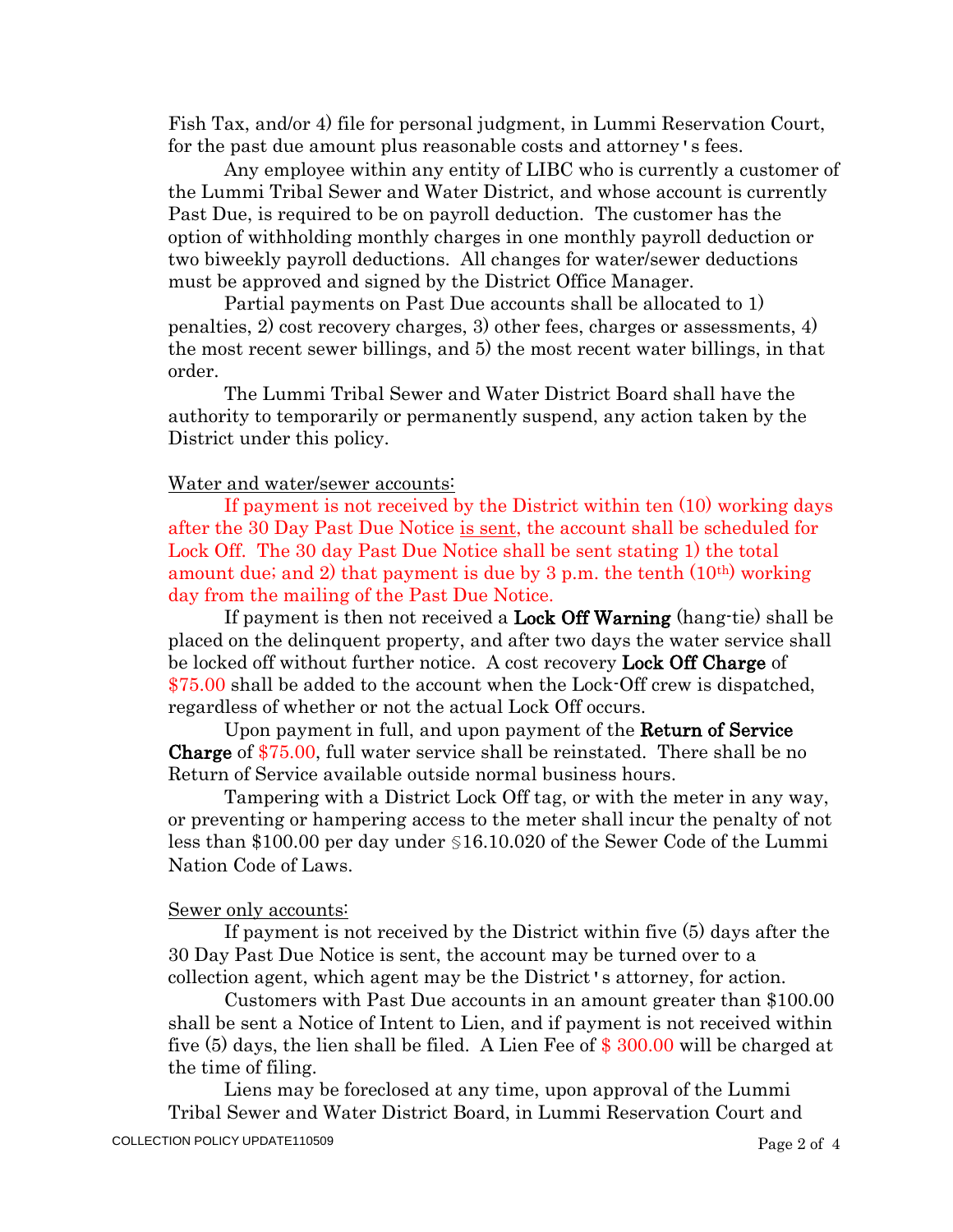Fish Tax, and/or 4) file for personal judgment, in Lummi Reservation Court, for the past due amount plus reasonable costs and attorney's fees.

Any employee within any entity of LIBC who is currently a customer of the Lummi Tribal Sewer and Water District, and whose account is currently Past Due, is required to be on payroll deduction. The customer has the option of withholding monthly charges in one monthly payroll deduction or two biweekly payroll deductions. All changes for water/sewer deductions must be approved and signed by the District Office Manager.

Partial payments on Past Due accounts shall be allocated to 1) penalties, 2) cost recovery charges, 3) other fees, charges or assessments, 4) the most recent sewer billings, and 5) the most recent water billings, in that order.

The Lummi Tribal Sewer and Water District Board shall have the authority to temporarily or permanently suspend, any action taken by the District under this policy.

Water and water/sewer accounts:

If payment is not received by the District within ten (10) working days after the 30 Day Past Due Notice is sent, the account shall be scheduled for Lock Off. The 30 day Past Due Notice shall be sent stating 1) the total amount due; and 2) that payment is due by 3 p.m. the tenth (10th) working day from the mailing of the Past Due Notice.

If payment is then not received a **Lock Off Warning** (hang-tie) shall be placed on the delinquent property, and after two days the water service shall be locked off without further notice. A cost recovery **Lock Off Charge** of $75.00 shall be added to the account when the Lock-Off crew is dispatched, regardless of whether or not the actual Lock Off occurs.

Upon payment in full, and upon payment of the **Return of Service Charge** of $75.00, full water service shall be reinstated. There shall be no Return of Service available outside normal business hours.

Tampering with a District Lock Off tag, or with the meter in any way, or preventing or hampering access to the meter shall incur the penalty of not less than $100.00 per day under §16.10.020 of the Sewer Code of the Lummi Nation Code of Laws.

Sewer only accounts:

If payment is not received by the District within five (5) days after the 30 Day Past Due Notice is sent, the account may be turned over to a collection agent, which agent may be the District's attorney, for action.

Customers with Past Due accounts in an amount greater than $100.00 shall be sent a Notice of Intent to Lien, and if payment is not received within five (5) days, the lien shall be filed. A Lien Fee of $ 300.00 will be charged at the time of filing.

Liens may be foreclosed at any time, upon approval of the Lummi Tribal Sewer and Water District Board, in Lummi Reservation Court and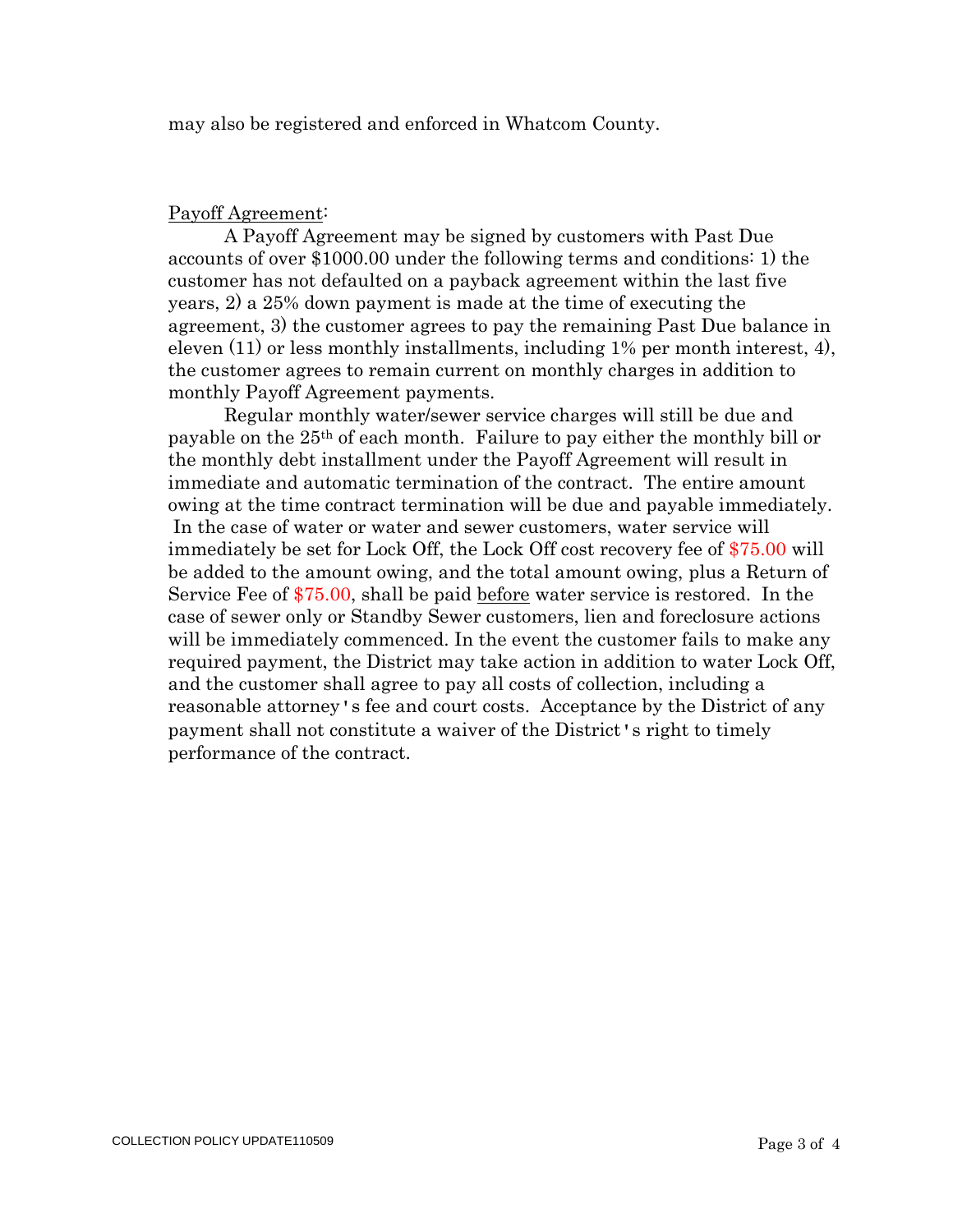may also be registered and enforced in Whatcom County.

Payoff Agreement:

A Payoff Agreement may be signed by customers with Past Due accounts of over $1000.00 under the following terms and conditions: 1) the customer has not defaulted on a payback agreement within the last five years, 2) a 25% down payment is made at the time of executing the agreement, 3) the customer agrees to pay the remaining Past Due balance in eleven (11) or less monthly installments, including 1% per month interest, 4), the customer agrees to remain current on monthly charges in addition to monthly Payoff Agreement payments.

Regular monthly water/sewer service charges will still be due and payable on the 25th of each month. Failure to pay either the monthly bill or the monthly debt installment under the Payoff Agreement will result in immediate and automatic termination of the contract. The entire amount owing at the time contract termination will be due and payable immediately. In the case of water or water and sewer customers, water service will immediately be set for Lock Off, the Lock Off cost recovery fee of $75.00 will be added to the amount owing, and the total amount owing, plus a Return of Service Fee of $75.00, shall be paid before water service is restored. In the case of sewer only or Standby Sewer customers, lien and foreclosure actions will be immediately commenced. In the event the customer fails to make any required payment, the District may take action in addition to water Lock Off, and the customer shall agree to pay all costs of collection, including a reasonable attorney's fee and court costs. Acceptance by the District of any payment shall not constitute a waiver of the District's right to timely performance of the contract.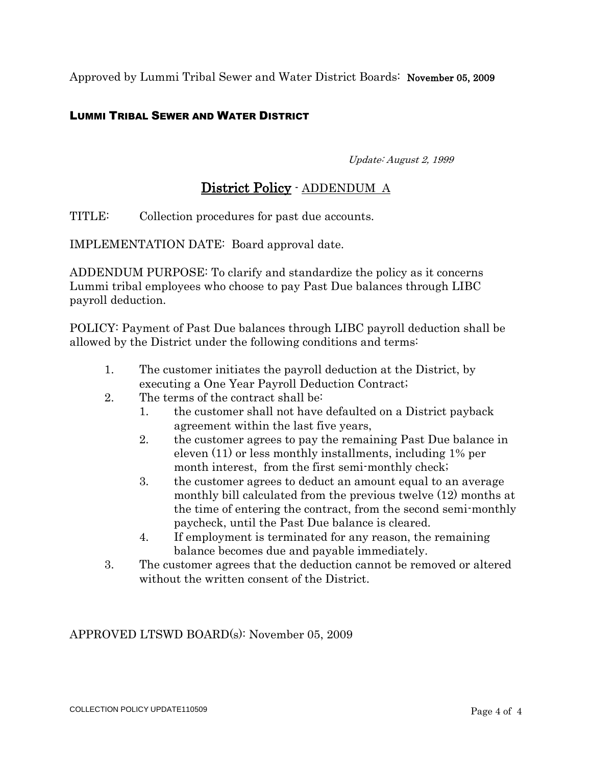Approved by Lummi Tribal Sewer and Water District Boards: **November 05, 2009**

**LUMMI TRIBAL SEWER AND WATER DISTRICT**

*Update: August 2, 1999*

## District Policy - ADDENDUM A

TITLE: Collection procedures for past due accounts.

IMPLEMENTATION DATE: Board approval date.

ADDENDUM PURPOSE: To clarify and standardize the policy as it concerns Lummi tribal employees who choose to pay Past Due balances through LIBC payroll deduction.

POLICY: Payment of Past Due balances through LIBC payroll deduction shall be allowed by the District under the following conditions and terms:

1. The customer initiates the payroll deduction at the District, by executing a One Year Payroll Deduction Contract;
2. The terms of the contract shall be:
   1. the customer shall not have defaulted on a District payback agreement within the last five years,
   2. the customer agrees to pay the remaining Past Due balance in eleven (11) or less monthly installments, including 1% per month interest, from the first semi-monthly check;
   3. the customer agrees to deduct an amount equal to an average monthly bill calculated from the previous twelve (12) months at the time of entering the contract, from the second semi-monthly paycheck, until the Past Due balance is cleared.
   4. If employment is terminated for any reason, the remaining balance becomes due and payable immediately.
3. The customer agrees that the deduction cannot be removed or altered without the written consent of the District.

APPROVED LTSWD BOARD(s): November 05, 2009

COLLECTION POLICY UPDATE110509